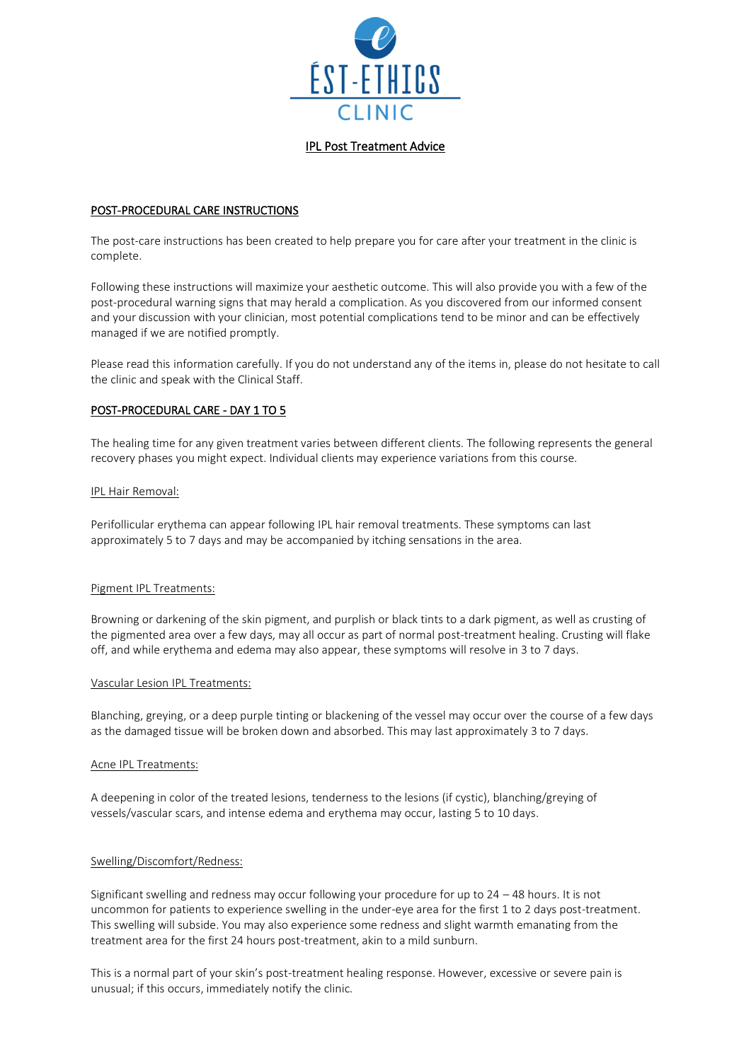# ÉST-ETHICS CLINIC

## IPL Post Treatment Advice

### POST-PROCEDURAL CARE INSTRUCTIONS

The post-care instructions has been created to help prepare you for care after your treatment in the clinic is complete.

Following these instructions will maximize your aesthetic outcome. This will also provide you with a few of the post-procedural warning signs that may herald a complication. As you discovered from our informed consent and your discussion with your clinician, most potential complications tend to be minor and can be effectively managed if we are notified promptly.

Please read this information carefully. If you do not understand any of the items in, please do not hesitate to call the clinic and speak with the Clinical Staff.

### POST-PROCEDURAL CARE - DAY 1 TO 5

The healing time for any given treatment varies between different clients. The following represents the general recovery phases you might expect. Individual clients may experience variations from this course.

#### IPL Hair Removal:

Perifollicular erythema can appear following IPL hair removal treatments. These symptoms can last approximately 5 to 7 days and may be accompanied by itching sensations in the area.

#### Pigment IPL Treatments:

Browning or darkening of the skin pigment, and purplish or black tints to a dark pigment, as well as crusting of the pigmented area over a few days, may all occur as part of normal post-treatment healing. Crusting will flake off, and while erythema and edema may also appear, these symptoms will resolve in 3 to 7 days.

#### Vascular Lesion IPL Treatments:

Blanching, greying, or a deep purple tinting or blackening of the vessel may occur over the course of a few days as the damaged tissue will be broken down and absorbed. This may last approximately 3 to 7 days.

#### Acne IPL Treatments:

A deepening in color of the treated lesions, tenderness to the lesions (if cystic), blanching/greying of vessels/vascular scars, and intense edema and erythema may occur, lasting 5 to 10 days.

#### Swelling/Discomfort/Redness:

Significant swelling and redness may occur following your procedure for up to 24 – 48 hours. It is not uncommon for patients to experience swelling in the under-eye area for the first 1 to 2 days post-treatment. This swelling will subside. You may also experience some redness and slight warmth emanating from the treatment area for the first 24 hours post-treatment, akin to a mild sunburn.

This is a normal part of your skin's post-treatment healing response. However, excessive or severe pain is unusual; if this occurs, immediately notify the clinic.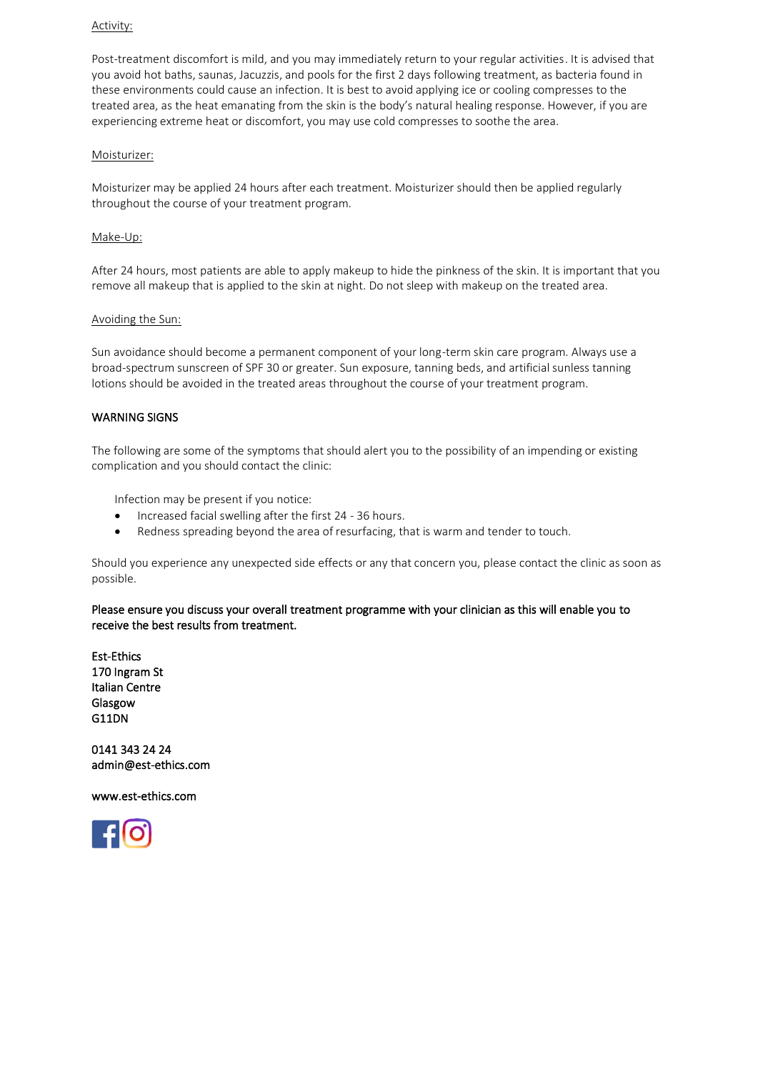Activity:

Post-treatment discomfort is mild, and you may immediately return to your regular activities. It is advised that you avoid hot baths, saunas, Jacuzzis, and pools for the first 2 days following treatment, as bacteria found in these environments could cause an infection. It is best to avoid applying ice or cooling compresses to the treated area, as the heat emanating from the skin is the body's natural healing response. However, if you are experiencing extreme heat or discomfort, you may use cold compresses to soothe the area.

Moisturizer:

Moisturizer may be applied 24 hours after each treatment. Moisturizer should then be applied regularly throughout the course of your treatment program.

Make-Up:

After 24 hours, most patients are able to apply makeup to hide the pinkness of the skin. It is important that you remove all makeup that is applied to the skin at night. Do not sleep with makeup on the treated area.

Avoiding the Sun:

Sun avoidance should become a permanent component of your long-term skin care program. Always use a broad-spectrum sunscreen of SPF 30 or greater. Sun exposure, tanning beds, and artificial sunless tanning lotions should be avoided in the treated areas throughout the course of your treatment program.

WARNING SIGNS

The following are some of the symptoms that should alert you to the possibility of an impending or existing complication and you should contact the clinic:

Infection may be present if you notice:

- Increased facial swelling after the first 24 - 36 hours.
- Redness spreading beyond the area of resurfacing, that is warm and tender to touch.

Should you experience any unexpected side effects or any that concern you, please contact the clinic as soon as possible.

Please ensure you discuss your overall treatment programme with your clinician as this will enable you to receive the best results from treatment.

Est-Ethics
170 Ingram St
Italian Centre
Glasgow
G11DN

0141 343 24 24
admin@est-ethics.com

www.est-ethics.com